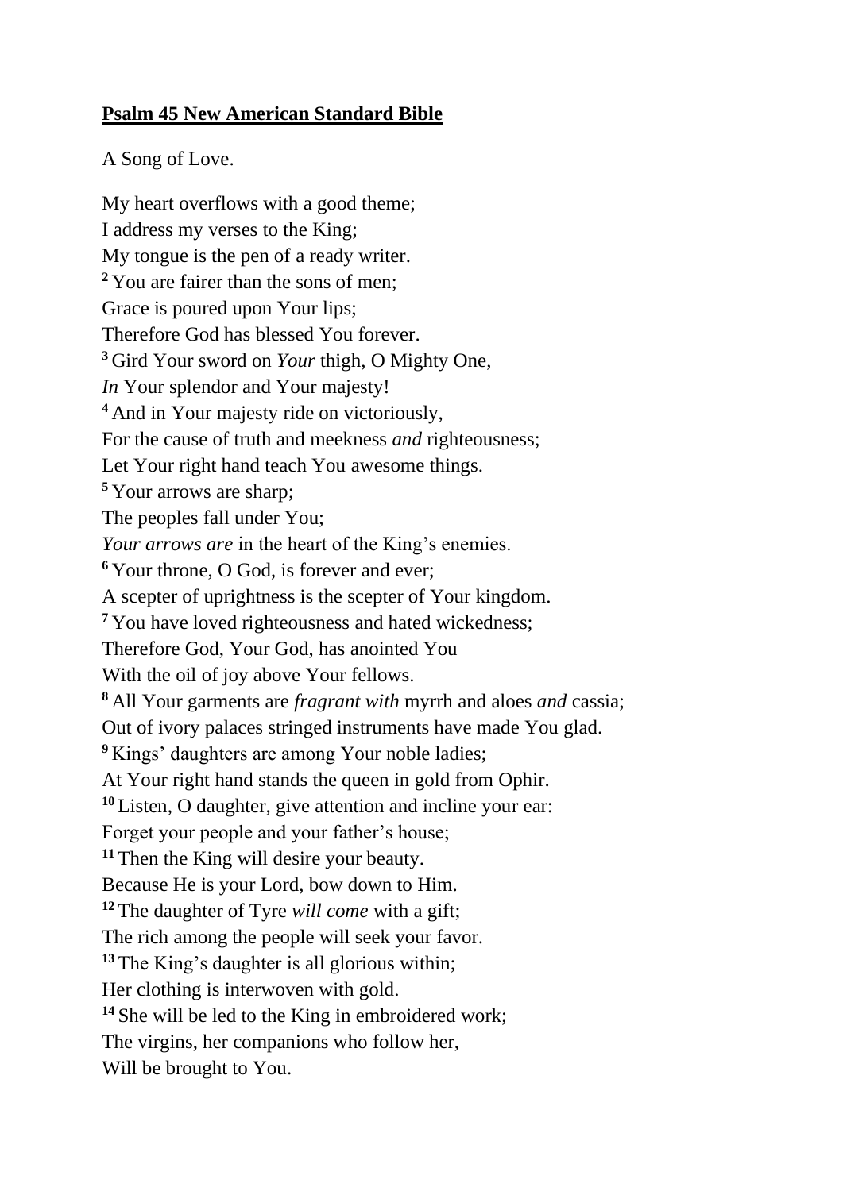**<u>Psalm 45 New American Standard Bible</u>**

<u>A Song of Love.</u>

My heart overflows with a good theme;
I address my verses to the King;
My tongue is the pen of a ready writer.
**2** You are fairer than the sons of men;
Grace is poured upon Your lips;
Therefore God has blessed You forever.
**3** Gird Your sword on *Your* thigh, O Mighty One,
*In* Your splendor and Your majesty!
**4** And in Your majesty ride on victoriously,
For the cause of truth and meekness *and* righteousness;
Let Your right hand teach You awesome things.
**5** Your arrows are sharp;
The peoples fall under You;
*Your arrows are* in the heart of the King's enemies.
**6** Your throne, O God, is forever and ever;
A scepter of uprightness is the scepter of Your kingdom.
**7** You have loved righteousness and hated wickedness;
Therefore God, Your God, has anointed You
With the oil of joy above Your fellows.
**8** All Your garments are *fragrant with* myrrh and aloes *and* cassia;
Out of ivory palaces stringed instruments have made You glad.
**9** Kings' daughters are among Your noble ladies;
At Your right hand stands the queen in gold from Ophir.
**10** Listen, O daughter, give attention and incline your ear:
Forget your people and your father's house;
**11** Then the King will desire your beauty.
Because He is your Lord, bow down to Him.
**12** The daughter of Tyre *will come* with a gift;
The rich among the people will seek your favor.
**13** The King's daughter is all glorious within;
Her clothing is interwoven with gold.
**14** She will be led to the King in embroidered work;
The virgins, her companions who follow her,
Will be brought to You.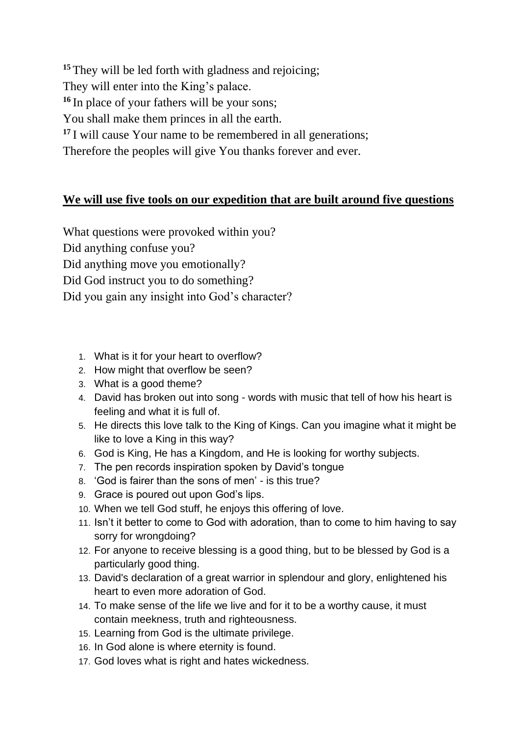[15] They will be led forth with gladness and rejoicing;
They will enter into the King's palace.
[16] In place of your fathers will be your sons;
You shall make them princes in all the earth.
[17] I will cause Your name to be remembered in all generations;
Therefore the peoples will give You thanks forever and ever.

**<u>We will use five tools on our expedition that are built around five questions</u>**

What questions were provoked within you?
Did anything confuse you?
Did anything move you emotionally?
Did God instruct you to do something?
Did you gain any insight into God's character?

1. What is it for your heart to overflow?
2. How might that overflow be seen?
3. What is a good theme?
4. David has broken out into song - words with music that tell of how his heart is feeling and what it is full of.
5. He directs this love talk to the King of Kings. Can you imagine what it might be like to love a King in this way?
6. God is King, He has a Kingdom, and He is looking for worthy subjects.
7. The pen records inspiration spoken by David's tongue
8. 'God is fairer than the sons of men' - is this true?
9. Grace is poured out upon God's lips.
10. When we tell God stuff, he enjoys this offering of love.
11. Isn't it better to come to God with adoration, than to come to him having to say sorry for wrongdoing?
12. For anyone to receive blessing is a good thing, but to be blessed by God is a particularly good thing.
13. David's declaration of a great warrior in splendour and glory, enlightened his heart to even more adoration of God.
14. To make sense of the life we live and for it to be a worthy cause, it must contain meekness, truth and righteousness.
15. Learning from God is the ultimate privilege.
16. In God alone is where eternity is found.
17. God loves what is right and hates wickedness.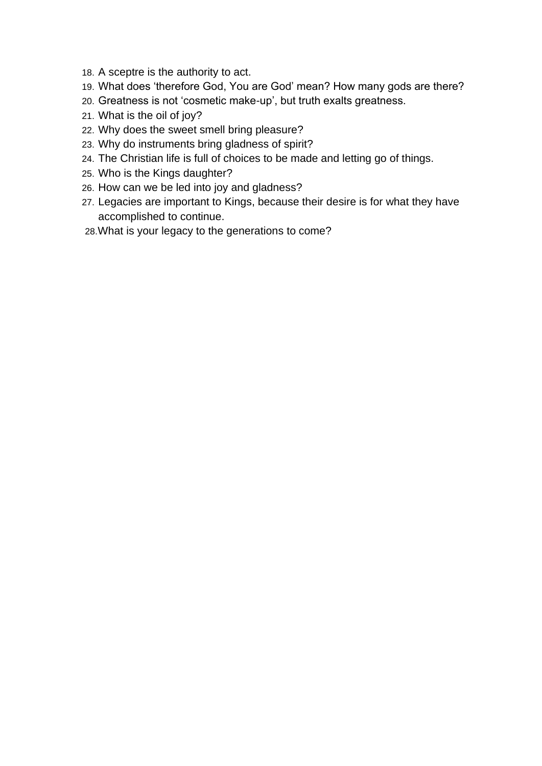18. A sceptre is the authority to act.
19. What does 'therefore God, You are God' mean? How many gods are there?
20. Greatness is not 'cosmetic make-up', but truth exalts greatness.
21. What is the oil of joy?
22. Why does the sweet smell bring pleasure?
23. Why do instruments bring gladness of spirit?
24. The Christian life is full of choices to be made and letting go of things.
25. Who is the Kings daughter?
26. How can we be led into joy and gladness?
27. Legacies are important to Kings, because their desire is for what they have accomplished to continue.
28. What is your legacy to the generations to come?